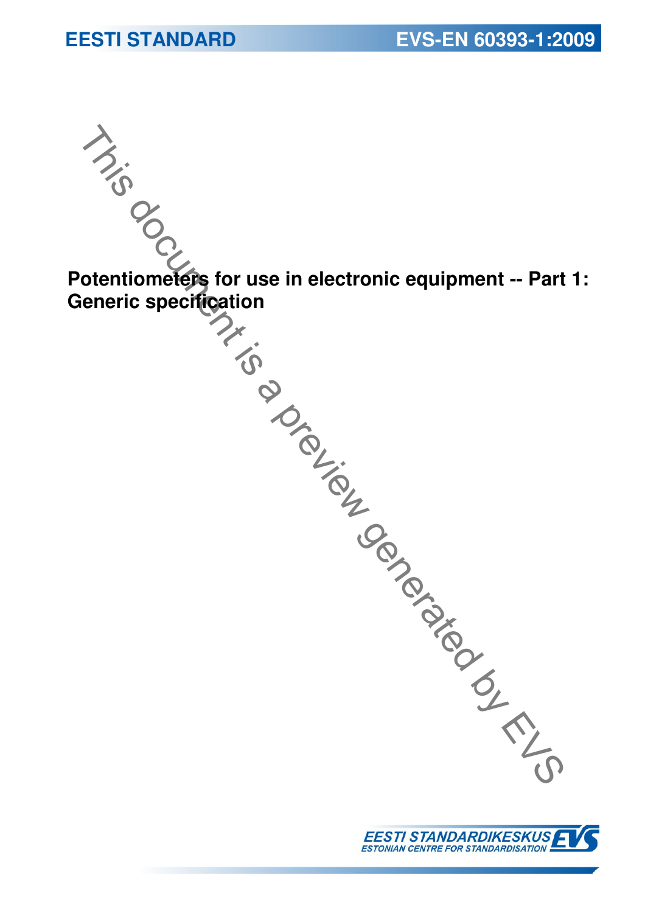EESTI STANDARD

EVS-EN 60393-1:2009

# Potentiometers for use in electronic equipment -- Part 1: Generic specification

This document is a preview generated by EVS

EESTI STANDARDIKESKUS
ESTONIAN CENTRE FOR STANDARDISATION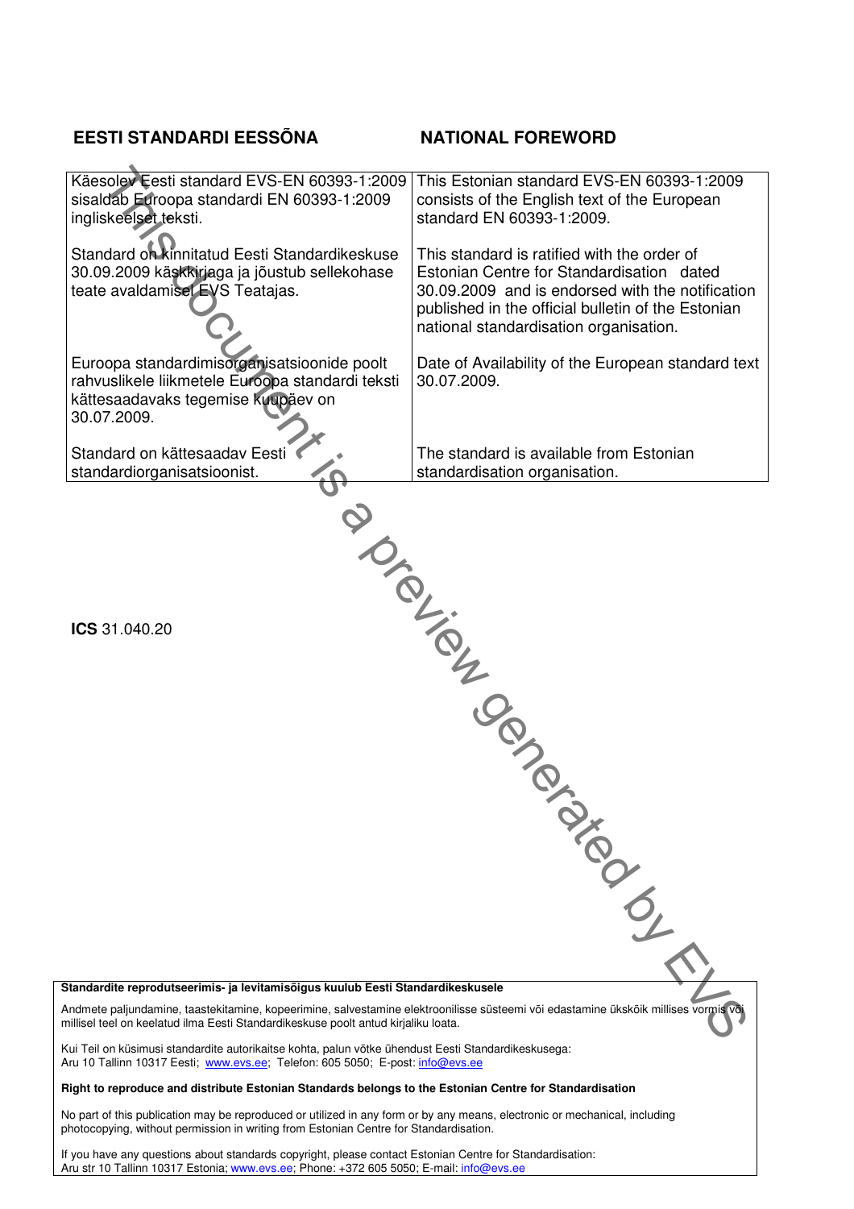| EESTI STANDARDI EESSÕNA | NATIONAL FOREWORD |
|---|---|
| Käesolev Eesti standard EVS-EN 60393-1:2009 sisaldab Euroopa standardi EN 60393-1:2009 ingliskeelset teksti. | This Estonian standard EVS-EN 60393-1:2009 consists of the English text of the European standard EN 60393-1:2009. |
| Standard on kinnitatud Eesti Standardikeskuse 30.09.2009 käskkirjaga ja jõustub sellekohase teate avaldamisel EVS Teatajas. | This standard is ratified with the order of Estonian Centre for Standardisation dated 30.09.2009 and is endorsed with the notification published in the official bulletin of the Estonian national standardisation organisation. |
| Euroopa standardimisorganisatsioonide poolt rahvuslikele liikmetele Euroopa standardi teksti kättesaadavaks tegemise kuupäev on 30.07.2009. | Date of Availability of the European standard text 30.07.2009. |
| Standard on kättesaadav Eesti standardiorganisatsioonist. | The standard is available from Estonian standardisation organisation. |

**ICS** 31.040.20

**Standardite reprodutseerimis- ja levitamisõigus kuulub Eesti Standardikeskusele**

Andmete paljundamine, taastekitamine, kopeerimine, salvestamine elektroonilisse süsteemi või edastamine ükskõik millises vormis või millisel teel on keelatud ilma Eesti Standardikeskuse poolt antud kirjaliku loata.

Kui Teil on küsimusi standardite autorikaitse kohta, palun võtke ühendust Eesti Standardikeskusega:
Aru 10 Tallinn 10317 Eesti; www.evs.ee; Telefon: 605 5050; E-post: info@evs.ee

**Right to reproduce and distribute Estonian Standards belongs to the Estonian Centre for Standardisation**

No part of this publication may be reproduced or utilized in any form or by any means, electronic or mechanical, including photocopying, without permission in writing from Estonian Centre for Standardisation.

If you have any questions about standards copyright, please contact Estonian Centre for Standardisation:
Aru str 10 Tallinn 10317 Estonia; www.evs.ee; Phone: +372 605 5050; E-mail: info@evs.ee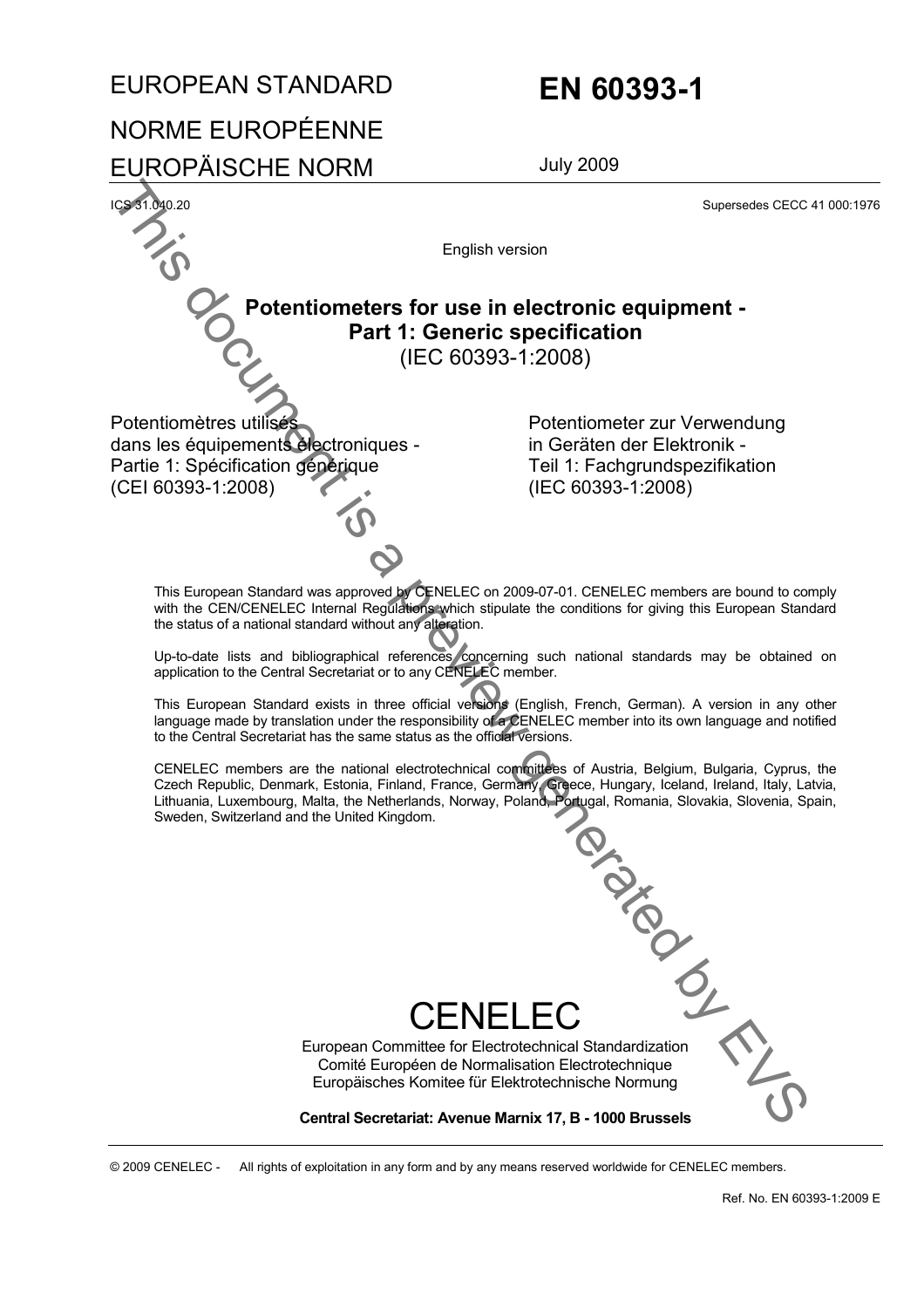# EUROPEAN STANDARD

# NORME EUROPÉENNE

# EUROPÄISCHE NORM

# EN 60393-1

July 2009

ICS 31.040.20

Supersedes CECC 41 000:1976

English version

## Potentiometers for use in electronic equipment - Part 1: Generic specification

(IEC 60393-1:2008)

Potentiomètres utilisés dans les équipements électroniques - Partie 1: Spécification générique (CEI 60393-1:2008)

Potentiometer zur Verwendung in Geräten der Elektronik - Teil 1: Fachgrundspezifikation (IEC 60393-1:2008)

This European Standard was approved by CENELEC on 2009-07-01. CENELEC members are bound to comply with the CEN/CENELEC Internal Regulations which stipulate the conditions for giving this European Standard the status of a national standard without any alteration.

Up-to-date lists and bibliographical references concerning such national standards may be obtained on application to the Central Secretariat or to any CENELEC member.

This European Standard exists in three official versions (English, French, German). A version in any other language made by translation under the responsibility of a CENELEC member into its own language and notified to the Central Secretariat has the same status as the official versions.

CENELEC members are the national electrotechnical committees of Austria, Belgium, Bulgaria, Cyprus, the Czech Republic, Denmark, Estonia, Finland, France, Germany, Greece, Hungary, Iceland, Ireland, Italy, Latvia, Lithuania, Luxembourg, Malta, the Netherlands, Norway, Poland, Portugal, Romania, Slovakia, Slovenia, Spain, Sweden, Switzerland and the United Kingdom.

# CENELEC

European Committee for Electrotechnical Standardization
Comité Européen de Normalisation Electrotechnique
Europäisches Komitee für Elektrotechnische Normung

**Central Secretariat: Avenue Marnix 17, B - 1000 Brussels**

© 2009 CENELEC - All rights of exploitation in any form and by any means reserved worldwide for CENELEC members.

Ref. No. EN 60393-1:2009 E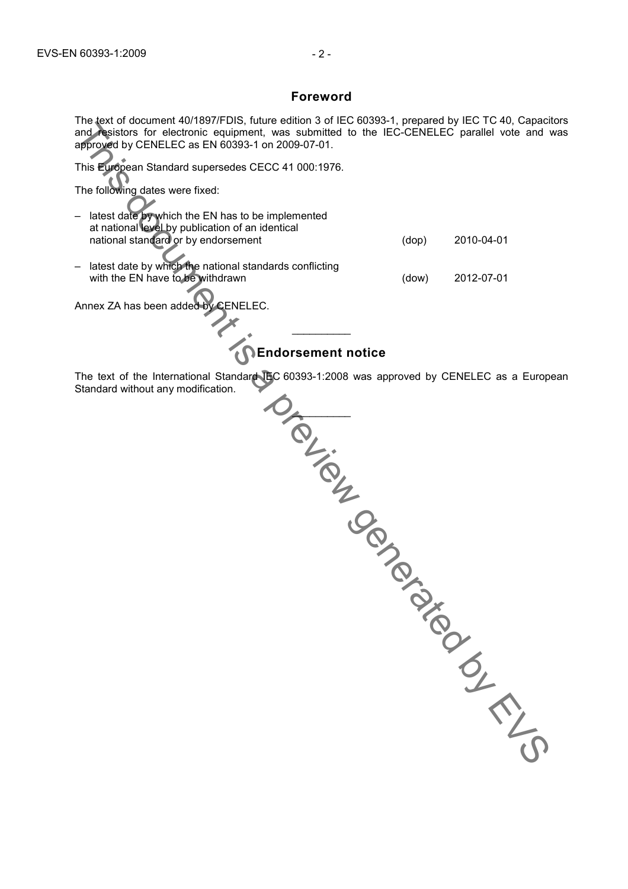## Foreword

The text of document 40/1897/FDIS, future edition 3 of IEC 60393-1, prepared by IEC TC 40, Capacitors and resistors for electronic equipment, was submitted to the IEC-CENELEC parallel vote and was approved by CENELEC as EN 60393-1 on 2009-07-01.

This European Standard supersedes CECC 41 000:1976.

The following dates were fixed:

| | | |
|---|---|---|
| – latest date by which the EN has to be implemented at national level by publication of an identical national standard or by endorsement | (dop) | 2010-04-01 |
| – latest date by which the national standards conflicting with the EN have to be withdrawn | (dow) | 2012-07-01 |

Annex ZA has been added by CENELEC.

\_\_\_\_\_\_\_\_\_\_

## Endorsement notice

The text of the International Standard IEC 60393-1:2008 was approved by CENELEC as a European Standard without any modification.

\_\_\_\_\_\_\_\_\_\_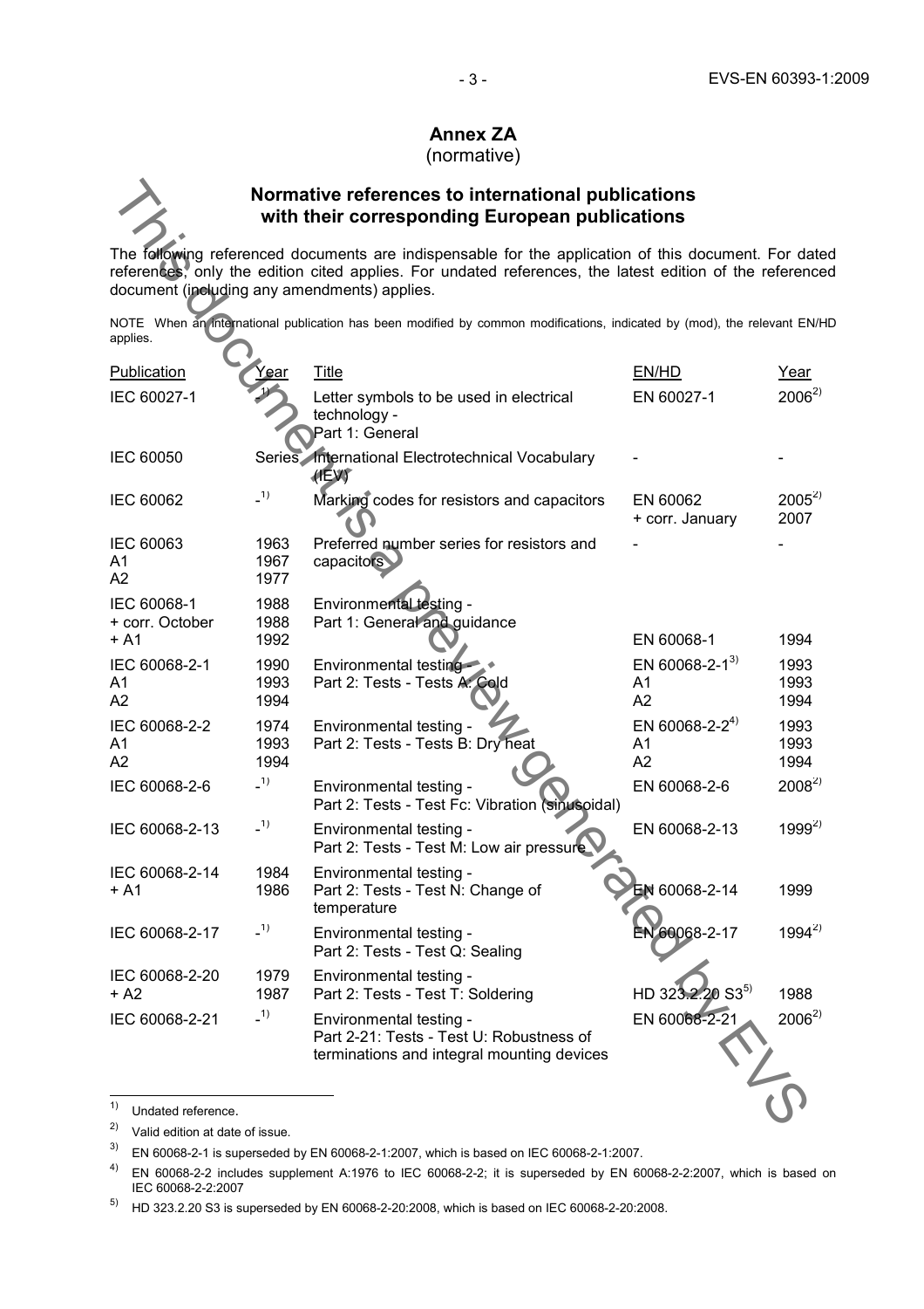# Annex ZA
(normative)

## Normative references to international publications with their corresponding European publications

The following referenced documents are indispensable for the application of this document. For dated references, only the edition cited applies. For undated references, the latest edition of the referenced document (including any amendments) applies.

NOTE When an international publication has been modified by common modifications, indicated by (mod), the relevant EN/HD applies.

| Publication | Year | Title | EN/HD | Year |
|---|---|---|---|---|
| IEC 60027-1 | -[1] | Letter symbols to be used in electrical technology - Part 1: General | EN 60027-1 | 2006[2] |
| IEC 60050 | Series | International Electrotechnical Vocabulary (IEV) | - | - |
| IEC 60062 | -[1] | Marking codes for resistors and capacitors | EN 60062 + corr. January | 2005[2] 2007 |
| IEC 60063 A1 A2 | 1963 1967 1977 | Preferred number series for resistors and capacitors | - | - |
| IEC 60068-1 + corr. October + A1 | 1988 1988 1992 | Environmental testing - Part 1: General and guidance | EN 60068-1 | 1994 |
| IEC 60068-2-1 A1 A2 | 1990 1993 1994 | Environmental testing - Part 2: Tests - Tests A: Cold | EN 60068-2-1[3] A1 A2 | 1993 1993 1994 |
| IEC 60068-2-2 A1 A2 | 1974 1993 1994 | Environmental testing - Part 2: Tests - Tests B: Dry heat | EN 60068-2-2[4] A1 A2 | 1993 1993 1994 |
| IEC 60068-2-6 | -[1] | Environmental testing - Part 2: Tests - Test Fc: Vibration (sinusoidal) | EN 60068-2-6 | 2008[2] |
| IEC 60068-2-13 | -[1] | Environmental testing - Part 2: Tests - Test M: Low air pressure | EN 60068-2-13 | 1999[2] |
| IEC 60068-2-14 + A1 | 1984 1986 | Environmental testing - Part 2: Tests - Test N: Change of temperature | EN 60068-2-14 | 1999 |
| IEC 60068-2-17 | -[1] | Environmental testing - Part 2: Tests - Test Q: Sealing | EN 60068-2-17 | 1994[2] |
| IEC 60068-2-20 + A2 | 1979 1987 | Environmental testing - Part 2: Tests - Test T: Soldering | HD 323.2.20 S3[5] | 1988 |
| IEC 60068-2-21 | -[1] | Environmental testing - Part 2-21: Tests - Test U: Robustness of terminations and integral mounting devices | EN 60068-2-21 | 2006[2] |

[1] Undated reference.

[2] Valid edition at date of issue.

[3] EN 60068-2-1 is superseded by EN 60068-2-1:2007, which is based on IEC 60068-2-1:2007.

[4] EN 60068-2-2 includes supplement A:1976 to IEC 60068-2-2; it is superseded by EN 60068-2-2:2007, which is based on IEC 60068-2-2:2007

[5] HD 323.2.20 S3 is superseded by EN 60068-2-20:2008, which is based on IEC 60068-2-20:2008.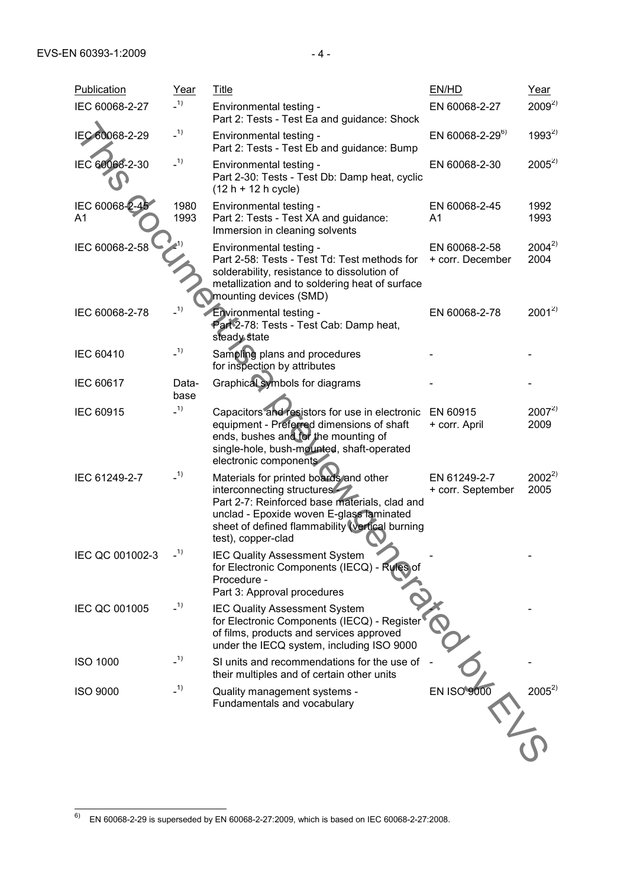| Publication | Year | Title | EN/HD | Year |
|---|---|---|---|---|
| IEC 60068-2-27 | -[1] | Environmental testing - Part 2: Tests - Test Ea and guidance: Shock | EN 60068-2-27 | 2009[2] |
| IEC 60068-2-29 | -[1] | Environmental testing - Part 2: Tests - Test Eb and guidance: Bump | EN 60068-2-29[6] | 1993[2] |
| IEC 60068-2-30 | -[1] | Environmental testing - Part 2-30: Tests - Test Db: Damp heat, cyclic (12 h + 12 h cycle) | EN 60068-2-30 | 2005[2] |
| IEC 60068-2-45 A1 | 1980 1993 | Environmental testing - Part 2: Tests - Test XA and guidance: Immersion in cleaning solvents | EN 60068-2-45 A1 | 1992 1993 |
| IEC 60068-2-58 | -[1] | Environmental testing - Part 2-58: Tests - Test Td: Test methods for solderability, resistance to dissolution of metallization and to soldering heat of surface mounting devices (SMD) | EN 60068-2-58 + corr. December | 2004[2] 2004 |
| IEC 60068-2-78 | -[1] | Environmental testing - Part 2-78: Tests - Test Cab: Damp heat, steady state | EN 60068-2-78 | 2001[2] |
| IEC 60410 | -[1] | Sampling plans and procedures for inspection by attributes | - | - |
| IEC 60617 | Data-base | Graphical symbols for diagrams | - | - |
| IEC 60915 | -[1] | Capacitors and resistors for use in electronic equipment - Preferred dimensions of shaft ends, bushes and for the mounting of single-hole, bush-mounted, shaft-operated electronic components | EN 60915 + corr. April | 2007[2] 2009 |
| IEC 61249-2-7 | -[1] | Materials for printed boards and other interconnecting structures - Part 2-7: Reinforced base materials, clad and unclad - Epoxide woven E-glass laminated sheet of defined flammability (vertical burning test), copper-clad | EN 61249-2-7 + corr. September | 2002[2] 2005 |
| IEC QC 001002-3 | -[1] | IEC Quality Assessment System for Electronic Components (IECQ) - Rules of Procedure - Part 3: Approval procedures | - | - |
| IEC QC 001005 | -[1] | IEC Quality Assessment System for Electronic Components (IECQ) - Register of films, products and services approved under the IECQ system, including ISO 9000 | - | - |
| ISO 1000 | -[1] | SI units and recommendations for the use of their multiples and of certain other units | - | - |
| ISO 9000 | -[1] | Quality management systems - Fundamentals and vocabulary | EN ISO 9000 | 2005[2] |

[6] EN 60068-2-29 is superseded by EN 60068-2-27:2009, which is based on IEC 60068-2-27:2008.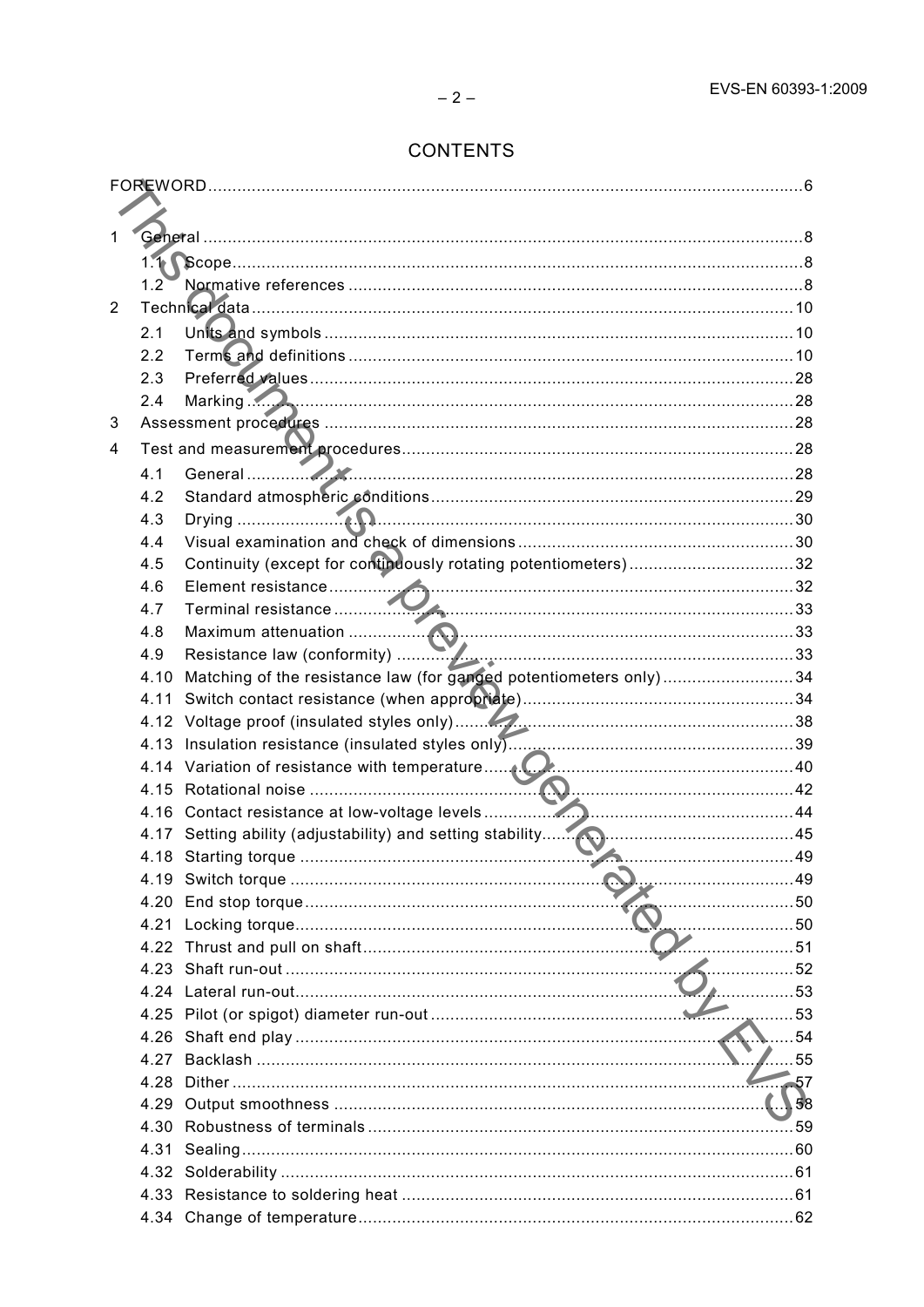# CONTENTS

FOREWORD........................................................................................................................6

1 General .......................................................................................................................8
   1.1 Scope....................................................................................................................8
   1.2 Normative references ............................................................................................8
2 Technical data..............................................................................................................10
   2.1 Units and symbols ................................................................................................10
   2.2 Terms and definitions ...........................................................................................10
   2.3 Preferred values ....................................................................................................28
   2.4 Marking ................................................................................................................28
3 Assessment procedures ................................................................................................28
4 Test and measurement procedures................................................................................28
   4.1 General .................................................................................................................28
   4.2 Standard atmospheric conditions ..........................................................................29
   4.3 Drying ..................................................................................................................30
   4.4 Visual examination and check of dimensions .........................................................30
   4.5 Continuity (except for continuously rotating potentiometers) ..................................32
   4.6 Element resistance ...............................................................................................32
   4.7 Terminal resistance ..............................................................................................33
   4.8 Maximum attenuation ...........................................................................................33
   4.9 Resistance law (conformity) ..................................................................................33
   4.10 Matching of the resistance law (for ganged potentiometers only) ...........................34
   4.11 Switch contact resistance (when appropriate).........................................................34
   4.12 Voltage proof (insulated styles only) .....................................................................38
   4.13 Insulation resistance (insulated styles only)...........................................................39
   4.14 Variation of resistance with temperature................................................................40
   4.15 Rotational noise ...................................................................................................42
   4.16 Contact resistance at low-voltage levels ...............................................................44
   4.17 Setting ability (adjustability) and setting stability....................................................45
   4.18 Starting torque .....................................................................................................49
   4.19 Switch torque .......................................................................................................49
   4.20 End stop torque ....................................................................................................50
   4.21 Locking torque......................................................................................................50
   4.22 Thrust and pull on shaft........................................................................................51
   4.23 Shaft run-out ........................................................................................................52
   4.24 Lateral run-out......................................................................................................53
   4.25 Pilot (or spigot) diameter run-out ..........................................................................53
   4.26 Shaft end play ......................................................................................................54
   4.27 Backlash ..............................................................................................................55
   4.28 Dither ..................................................................................................................57
   4.29 Output smoothness ...............................................................................................58
   4.30 Robustness of terminals .......................................................................................59
   4.31 Sealing.................................................................................................................60
   4.32 Solderability .........................................................................................................61
   4.33 Resistance to soldering heat .................................................................................61
   4.34 Change of temperature.........................................................................................62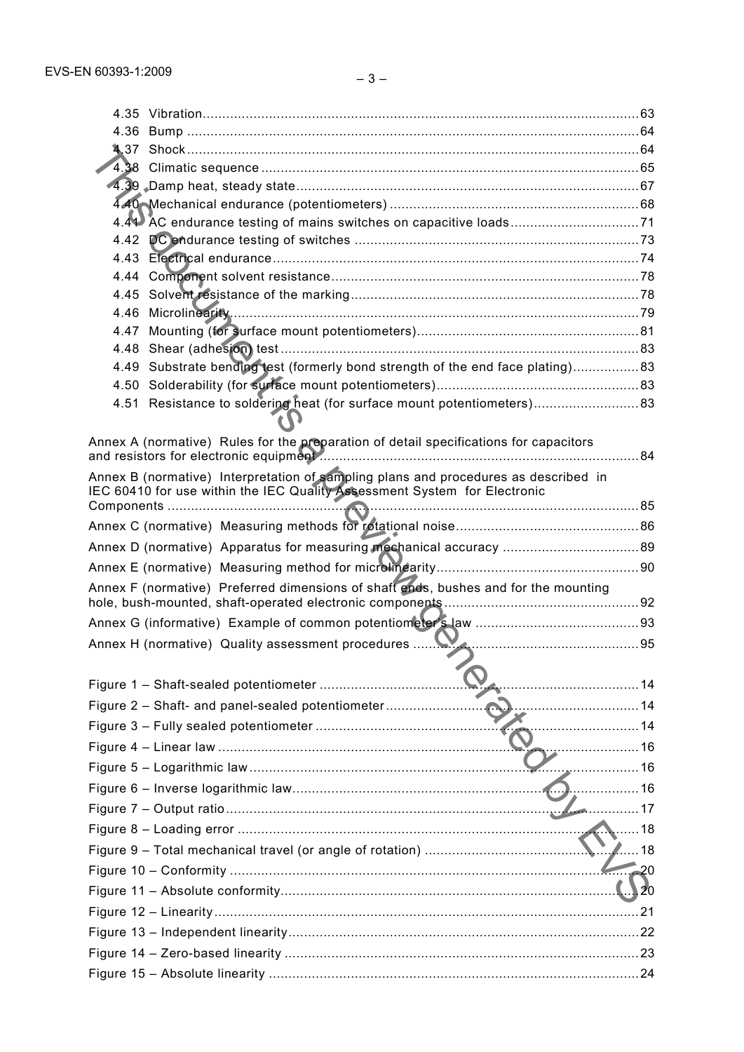4.35 Vibration ........................................................................................................ 63
4.36 Bump ............................................................................................................ 64
4.37 Shock ............................................................................................................ 64
4.38 Climatic sequence ......................................................................................... 65
4.39 Damp heat, steady state ................................................................................ 67
4.40 Mechanical endurance (potentiometers) ........................................................ 68
4.41 AC endurance testing of mains switches on capacitive loads ......................... 71
4.42 DC endurance testing of switches ................................................................. 73
4.43 Electrical endurance ...................................................................................... 74
4.44 Component solvent resistance ....................................................................... 78
4.45 Solvent resistance of the marking .................................................................. 78
4.46 Microlinearity ................................................................................................. 79
4.47 Mounting (for surface mount potentiometers) ................................................. 81
4.48 Shear (adhesion) test .................................................................................... 83
4.49 Substrate bending test (formerly bond strength of the end face plating) ......... 83
4.50 Solderability (for surface mount potentiometers) ............................................ 83
4.51 Resistance to soldering heat (for surface mount potentiometers) ................... 83

Annex A (normative) Rules for the preparation of detail specifications for capacitors and resistors for electronic equipment ........................................................................ 84

Annex B (normative) Interpretation of sampling plans and procedures as described in IEC 60410 for use within the IEC Quality Assessment System for Electronic Components ............................................................................................................... 85

Annex C (normative) Measuring methods for rotational noise ....................................... 86

Annex D (normative) Apparatus for measuring mechanical accuracy ........................... 89

Annex E (normative) Measuring method for microlinearity ............................................ 90

Annex F (normative) Preferred dimensions of shaft ends, bushes and for the mounting hole, bush-mounted, shaft-operated electronic components ......................................... 92

Annex G (informative) Example of common potentiometer's law .................................. 93

Annex H (normative) Quality assessment procedures ................................................... 95

Figure 1 – Shaft-sealed potentiometer ........................................................................... 14
Figure 2 – Shaft- and panel-sealed potentiometer .......................................................... 14
Figure 3 – Fully sealed potentiometer ............................................................................ 14
Figure 4 – Linear law ..................................................................................................... 16
Figure 5 – Logarithmic law ............................................................................................. 16
Figure 6 – Inverse logarithmic law .................................................................................. 16
Figure 7 – Output ratio ................................................................................................... 17
Figure 8 – Loading error ................................................................................................. 18
Figure 9 – Total mechanical travel (or angle of rotation) ................................................. 18
Figure 10 – Conformity ................................................................................................... 20
Figure 11 – Absolute conformity ..................................................................................... 20
Figure 12 – Linearity ...................................................................................................... 21
Figure 13 – Independent linearity ................................................................................... 22
Figure 14 – Zero-based linearity .................................................................................... 23
Figure 15 – Absolute linearity ........................................................................................ 24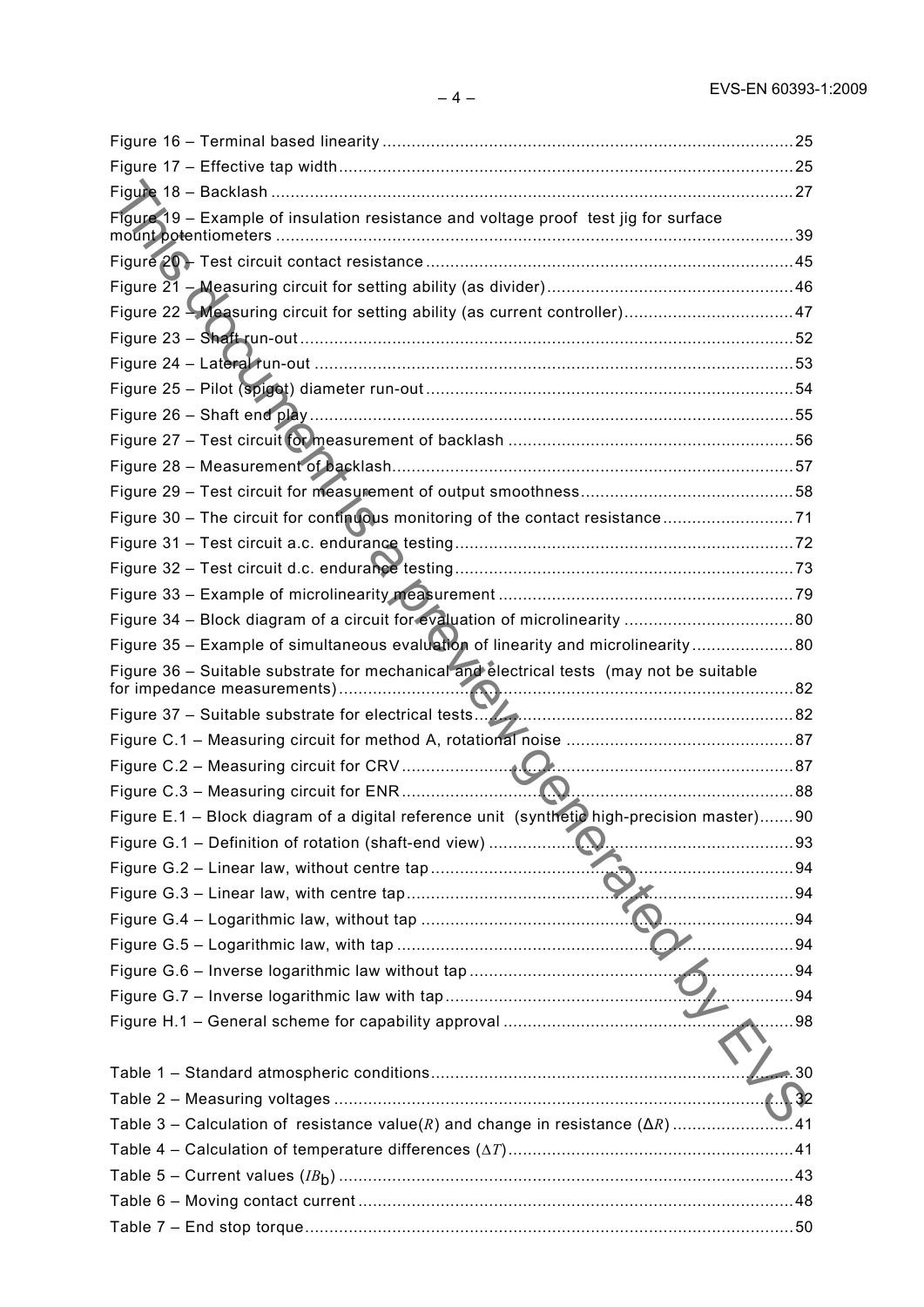Figure 16 – Terminal based linearity ........................................................................................ 25
Figure 17 – Effective tap width ................................................................................................ 25
Figure 18 – Backlash ............................................................................................................... 27
Figure 19 – Example of insulation resistance and voltage proof test jig for surface mount potentiometers ........................................................................................................... 39
Figure 20 – Test circuit contact resistance ............................................................................. 45
Figure 21 – Measuring circuit for setting ability (as divider) .................................................... 46
Figure 22 – Measuring circuit for setting ability (as current controller) .................................... 47
Figure 23 – Shaft run-out ......................................................................................................... 52
Figure 24 – Lateral run-out ...................................................................................................... 53
Figure 25 – Pilot (spigot) diameter run-out .............................................................................. 54
Figure 26 – Shaft end play ....................................................................................................... 55
Figure 27 – Test circuit for measurement of backlash ............................................................ 56
Figure 28 – Measurement of backlash ..................................................................................... 57
Figure 29 – Test circuit for measurement of output smoothness ............................................. 58
Figure 30 – The circuit for continuous monitoring of the contact resistance ............................ 71
Figure 31 – Test circuit a.c. endurance testing ........................................................................ 72
Figure 32 – Test circuit d.c. endurance testing ........................................................................ 73
Figure 33 – Example of microlinearity measurement ............................................................... 79
Figure 34 – Block diagram of a circuit for evaluation of microlinearity .................................... 80
Figure 35 – Example of simultaneous evaluation of linearity and microlinearity ...................... 80
Figure 36 – Suitable substrate for mechanical and electrical tests (may not be suitable for impedance measurements) ..................................................................................................... 82
Figure 37 – Suitable substrate for electrical tests ................................................................... 82
Figure C.1 – Measuring circuit for method A, rotational noise ................................................ 87
Figure C.2 – Measuring circuit for CRV ................................................................................... 87
Figure C.3 – Measuring circuit for ENR ................................................................................... 88
Figure E.1 – Block diagram of a digital reference unit (synthetic high-precision master) ....... 90
Figure G.1 – Definition of rotation (shaft-end view) ................................................................. 93
Figure G.2 – Linear law, without centre tap ............................................................................. 94
Figure G.3 – Linear law, with centre tap .................................................................................. 94
Figure G.4 – Logarithmic law, without tap ............................................................................... 94
Figure G.5 – Logarithmic law, with tap .................................................................................... 94
Figure G.6 – Inverse logarithmic law without tap .................................................................... 94
Figure G.7 – Inverse logarithmic law with tap .......................................................................... 94
Figure H.1 – General scheme for capability approval .............................................................. 98

Table 1 – Standard atmospheric conditions ............................................................................. 30
Table 2 – Measuring voltages .................................................................................................. 32
Table 3 – Calculation of resistance value($R$) and change in resistance ($\Delta R$) ......................... 41
Table 4 – Calculation of temperature differences ($\Delta T$) ............................................................ 41
Table 5 – Current values ($IB_b$) .............................................................................................. 43
Table 6 – Moving contact current ............................................................................................. 48
Table 7 – End stop torque ........................................................................................................ 50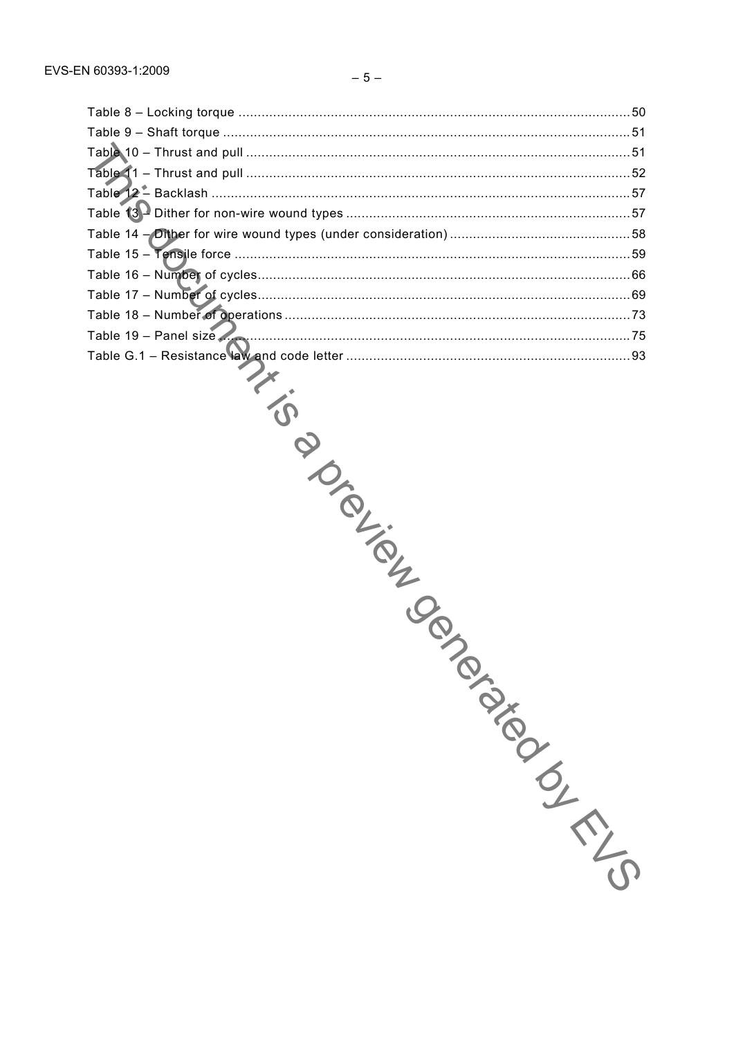Table 8 – Locking torque .....................................................................................................50
Table 9 – Shaft torque .........................................................................................................51
Table 10 – Thrust and pull ...................................................................................................51
Table 11 – Thrust and pull ...................................................................................................52
Table 12 – Backlash ............................................................................................................57
Table 13 – Dither for non-wire wound types .........................................................................57
Table 14 – Dither for wire wound types (under consideration) ..............................................58
Table 15 – Tensile force ......................................................................................................59
Table 16 – Number of cycles................................................................................................66
Table 17 – Number of cycles................................................................................................69
Table 18 – Number of operations .........................................................................................73
Table 19 – Panel size ..........................................................................................................75
Table G.1 – Resistance law and code letter .........................................................................93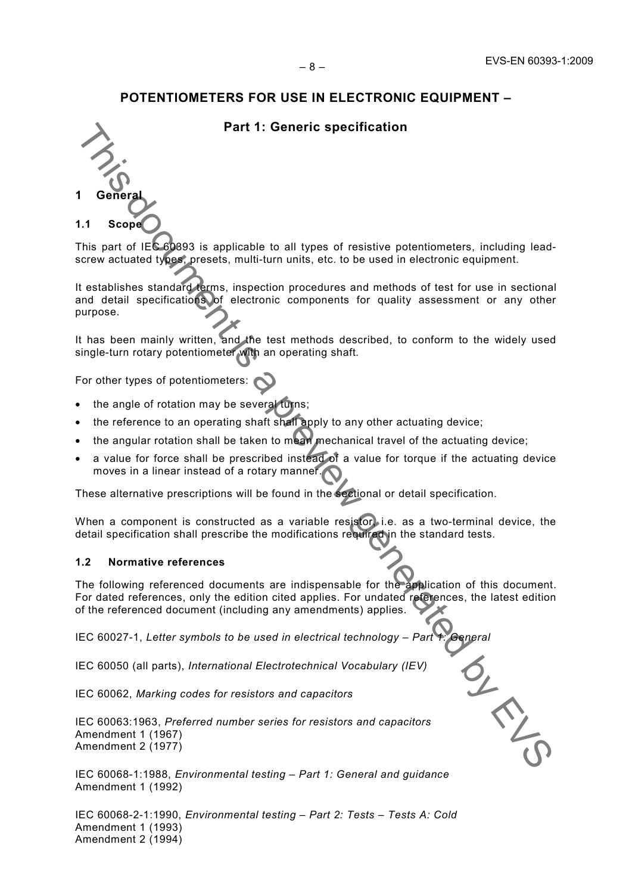# POTENTIOMETERS FOR USE IN ELECTRONIC EQUIPMENT –

## Part 1: Generic specification

## 1 General

### 1.1 Scope

This part of IEC 60393 is applicable to all types of resistive potentiometers, including lead-screw actuated types, presets, multi-turn units, etc. to be used in electronic equipment.

It establishes standard terms, inspection procedures and methods of test for use in sectional and detail specifications of electronic components for quality assessment or any other purpose.

It has been mainly written, and the test methods described, to conform to the widely used single-turn rotary potentiometer with an operating shaft.

For other types of potentiometers:

- the angle of rotation may be several turns;
- the reference to an operating shaft shall apply to any other actuating device;
- the angular rotation shall be taken to mean mechanical travel of the actuating device;
- a value for force shall be prescribed instead of a value for torque if the actuating device moves in a linear instead of a rotary manner.

These alternative prescriptions will be found in the sectional or detail specification.

When a component is constructed as a variable resistor, i.e. as a two-terminal device, the detail specification shall prescribe the modifications required in the standard tests.

### 1.2 Normative references

The following referenced documents are indispensable for the application of this document. For dated references, only the edition cited applies. For undated references, the latest edition of the referenced document (including any amendments) applies.

IEC 60027-1, *Letter symbols to be used in electrical technology – Part 1: General*

IEC 60050 (all parts), *International Electrotechnical Vocabulary (IEV)*

IEC 60062, *Marking codes for resistors and capacitors*

IEC 60063:1963, *Preferred number series for resistors and capacitors*
Amendment 1 (1967)
Amendment 2 (1977)

IEC 60068-1:1988, *Environmental testing – Part 1: General and guidance*
Amendment 1 (1992)

IEC 60068-2-1:1990, *Environmental testing – Part 2: Tests – Tests A: Cold*
Amendment 1 (1993)
Amendment 2 (1994)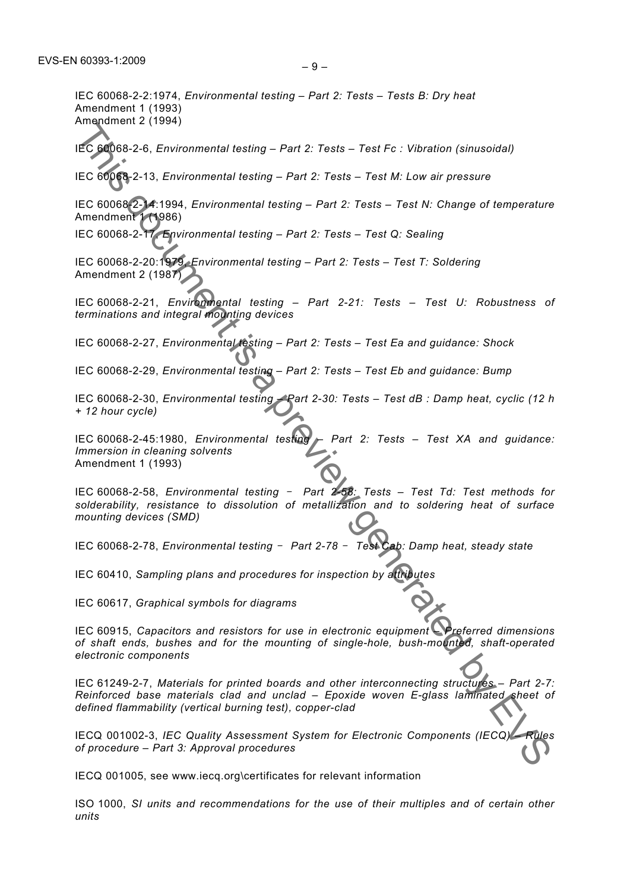IEC 60068-2-2:1974, *Environmental testing – Part 2: Tests – Tests B: Dry heat*
Amendment 1 (1993)
Amendment 2 (1994)

IEC 60068-2-6, *Environmental testing – Part 2: Tests – Test Fc : Vibration (sinusoidal)*

IEC 60068-2-13, *Environmental testing – Part 2: Tests – Test M: Low air pressure*

IEC 60068-2-14:1994, *Environmental testing – Part 2: Tests – Test N: Change of temperature*
Amendment 1 (1986)

IEC 60068-2-17, *Environmental testing – Part 2: Tests – Test Q: Sealing*

IEC 60068-2-20:1979, *Environmental testing – Part 2: Tests – Test T: Soldering*
Amendment 2 (1987)

IEC 60068-2-21, *Environmental testing – Part 2-21: Tests – Test U: Robustness of terminations and integral mounting devices*

IEC 60068-2-27, *Environmental testing – Part 2: Tests – Test Ea and guidance: Shock*

IEC 60068-2-29, *Environmental testing – Part 2: Tests – Test Eb and guidance: Bump*

IEC 60068-2-30, *Environmental testing – Part 2-30: Tests – Test dB : Damp heat, cyclic (12 h + 12 hour cycle)*

IEC 60068-2-45:1980, *Environmental testing – Part 2: Tests – Test XA and guidance: Immersion in cleaning solvents*
Amendment 1 (1993)

IEC 60068-2-58, *Environmental testing – Part 2-58: Tests – Test Td: Test methods for solderability, resistance to dissolution of metallization and to soldering heat of surface mounting devices (SMD)*

IEC 60068-2-78, *Environmental testing – Part 2-78 – Test Cab: Damp heat, steady state*

IEC 60410, *Sampling plans and procedures for inspection by attributes*

IEC 60617, *Graphical symbols for diagrams*

IEC 60915, *Capacitors and resistors for use in electronic equipment – Preferred dimensions of shaft ends, bushes and for the mounting of single-hole, bush-mounted, shaft-operated electronic components*

IEC 61249-2-7, *Materials for printed boards and other interconnecting structures – Part 2-7: Reinforced base materials clad and unclad – Epoxide woven E-glass laminated sheet of defined flammability (vertical burning test), copper-clad*

IECQ 001002-3, *IEC Quality Assessment System for Electronic Components (IECQ) – Rules of procedure – Part 3: Approval procedures*

IECQ 001005, see www.iecq.org\certificates for relevant information

ISO 1000, *SI units and recommendations for the use of their multiples and of certain other units*